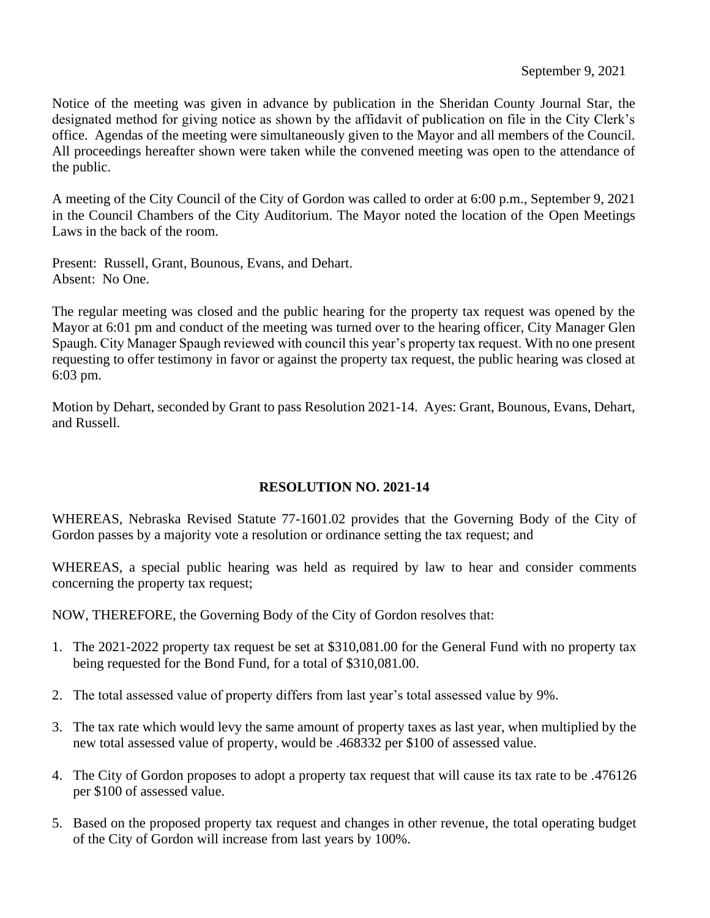September 9, 2021

Notice of the meeting was given in advance by publication in the Sheridan County Journal Star, the designated method for giving notice as shown by the affidavit of publication on file in the City Clerk's office. Agendas of the meeting were simultaneously given to the Mayor and all members of the Council. All proceedings hereafter shown were taken while the convened meeting was open to the attendance of the public.

A meeting of the City Council of the City of Gordon was called to order at 6:00 p.m., September 9, 2021 in the Council Chambers of the City Auditorium. The Mayor noted the location of the Open Meetings Laws in the back of the room.

Present: Russell, Grant, Bounous, Evans, and Dehart.
Absent: No One.

The regular meeting was closed and the public hearing for the property tax request was opened by the Mayor at 6:01 pm and conduct of the meeting was turned over to the hearing officer, City Manager Glen Spaugh. City Manager Spaugh reviewed with council this year's property tax request. With no one present requesting to offer testimony in favor or against the property tax request, the public hearing was closed at 6:03 pm.

Motion by Dehart, seconded by Grant to pass Resolution 2021-14. Ayes: Grant, Bounous, Evans, Dehart, and Russell.

## RESOLUTION NO. 2021-14

WHEREAS, Nebraska Revised Statute 77-1601.02 provides that the Governing Body of the City of Gordon passes by a majority vote a resolution or ordinance setting the tax request; and

WHEREAS, a special public hearing was held as required by law to hear and consider comments concerning the property tax request;

NOW, THEREFORE, the Governing Body of the City of Gordon resolves that:

1. The 2021-2022 property tax request be set at $310,081.00 for the General Fund with no property tax being requested for the Bond Fund, for a total of $310,081.00.
2. The total assessed value of property differs from last year's total assessed value by 9%.
3. The tax rate which would levy the same amount of property taxes as last year, when multiplied by the new total assessed value of property, would be .468332 per $100 of assessed value.
4. The City of Gordon proposes to adopt a property tax request that will cause its tax rate to be .476126 per $100 of assessed value.
5. Based on the proposed property tax request and changes in other revenue, the total operating budget of the City of Gordon will increase from last years by 100%.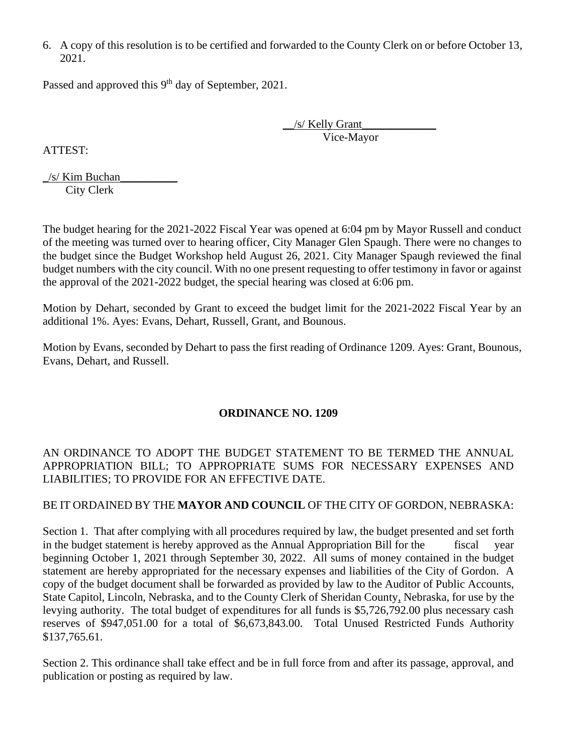6. A copy of this resolution is to be certified and forwarded to the County Clerk on or before October 13, 2021.

Passed and approved this 9th day of September, 2021.

__/s/ Kelly Grant_____________
Vice-Mayor

ATTEST:

_/s/ Kim Buchan__________
City Clerk

The budget hearing for the 2021-2022 Fiscal Year was opened at 6:04 pm by Mayor Russell and conduct of the meeting was turned over to hearing officer, City Manager Glen Spaugh. There were no changes to the budget since the Budget Workshop held August 26, 2021. City Manager Spaugh reviewed the final budget numbers with the city council. With no one present requesting to offer testimony in favor or against the approval of the 2021-2022 budget, the special hearing was closed at 6:06 pm.

Motion by Dehart, seconded by Grant to exceed the budget limit for the 2021-2022 Fiscal Year by an additional 1%. Ayes: Evans, Dehart, Russell, Grant, and Bounous.

Motion by Evans, seconded by Dehart to pass the first reading of Ordinance 1209. Ayes: Grant, Bounous, Evans, Dehart, and Russell.

## ORDINANCE NO. 1209

AN ORDINANCE TO ADOPT THE BUDGET STATEMENT TO BE TERMED THE ANNUAL APPROPRIATION BILL; TO APPROPRIATE SUMS FOR NECESSARY EXPENSES AND LIABILITIES; TO PROVIDE FOR AN EFFECTIVE DATE.

BE IT ORDAINED BY THE **MAYOR AND COUNCIL** OF THE CITY OF GORDON, NEBRASKA:

Section 1. That after complying with all procedures required by law, the budget presented and set forth in the budget statement is hereby approved as the Annual Appropriation Bill for the fiscal year beginning October 1, 2021 through September 30, 2022. All sums of money contained in the budget statement are hereby appropriated for the necessary expenses and liabilities of the City of Gordon. A copy of the budget document shall be forwarded as provided by law to the Auditor of Public Accounts, State Capitol, Lincoln, Nebraska, and to the County Clerk of Sheridan County, Nebraska, for use by the levying authority. The total budget of expenditures for all funds is $5,726,792.00 plus necessary cash reserves of $947,051.00 for a total of $6,673,843.00. Total Unused Restricted Funds Authority $137,765.61.

Section 2. This ordinance shall take effect and be in full force from and after its passage, approval, and publication or posting as required by law.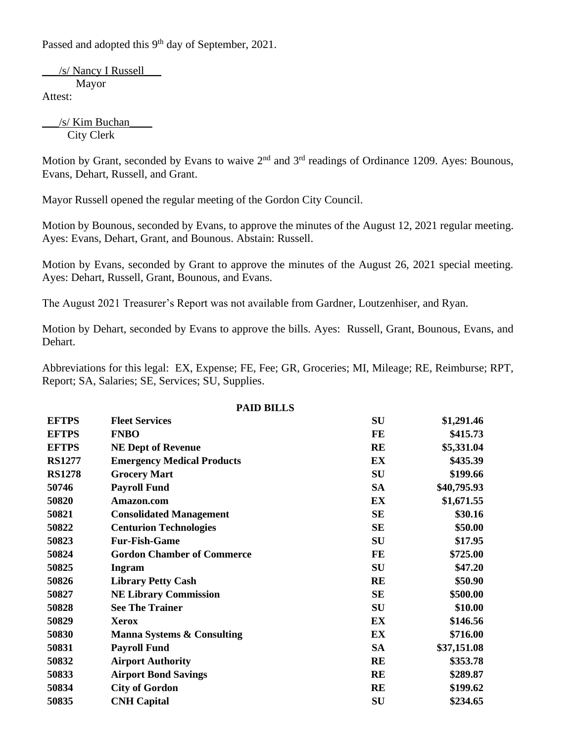Passed and adopted this 9th day of September, 2021.

/s/ Nancy I Russell
Mayor

Attest:

/s/ Kim Buchan
City Clerk

Motion by Grant, seconded by Evans to waive 2nd and 3rd readings of Ordinance 1209. Ayes: Bounous, Evans, Dehart, Russell, and Grant.

Mayor Russell opened the regular meeting of the Gordon City Council.

Motion by Bounous, seconded by Evans, to approve the minutes of the August 12, 2021 regular meeting. Ayes: Evans, Dehart, Grant, and Bounous. Abstain: Russell.

Motion by Evans, seconded by Grant to approve the minutes of the August 26, 2021 special meeting. Ayes: Dehart, Russell, Grant, Bounous, and Evans.

The August 2021 Treasurer's Report was not available from Gardner, Loutzenhiser, and Ryan.

Motion by Dehart, seconded by Evans to approve the bills. Ayes: Russell, Grant, Bounous, Evans, and Dehart.

Abbreviations for this legal: EX, Expense; FE, Fee; GR, Groceries; MI, Mileage; RE, Reimburse; RPT, Report; SA, Salaries; SE, Services; SU, Supplies.

**PAID BILLS**

| | | | |
|---|---|---|---|
| **EFTPS** | **Fleet Services** | **SU** | **$1,291.46** |
| **EFTPS** | **FNBO** | **FE** | **$415.73** |
| **EFTPS** | **NE Dept of Revenue** | **RE** | **$5,331.04** |
| **RS1277** | **Emergency Medical Products** | **EX** | **$435.39** |
| **RS1278** | **Grocery Mart** | **SU** | **$199.66** |
| **50746** | **Payroll Fund** | **SA** | **$40,795.93** |
| **50820** | **Amazon.com** | **EX** | **$1,671.55** |
| **50821** | **Consolidated Management** | **SE** | **$30.16** |
| **50822** | **Centurion Technologies** | **SE** | **$50.00** |
| **50823** | **Fur-Fish-Game** | **SU** | **$17.95** |
| **50824** | **Gordon Chamber of Commerce** | **FE** | **$725.00** |
| **50825** | **Ingram** | **SU** | **$47.20** |
| **50826** | **Library Petty Cash** | **RE** | **$50.90** |
| **50827** | **NE Library Commission** | **SE** | **$500.00** |
| **50828** | **See The Trainer** | **SU** | **$10.00** |
| **50829** | **Xerox** | **EX** | **$146.56** |
| **50830** | **Manna Systems & Consulting** | **EX** | **$716.00** |
| **50831** | **Payroll Fund** | **SA** | **$37,151.08** |
| **50832** | **Airport Authority** | **RE** | **$353.78** |
| **50833** | **Airport Bond Savings** | **RE** | **$289.87** |
| **50834** | **City of Gordon** | **RE** | **$199.62** |
| **50835** | **CNH Capital** | **SU** | **$234.65** |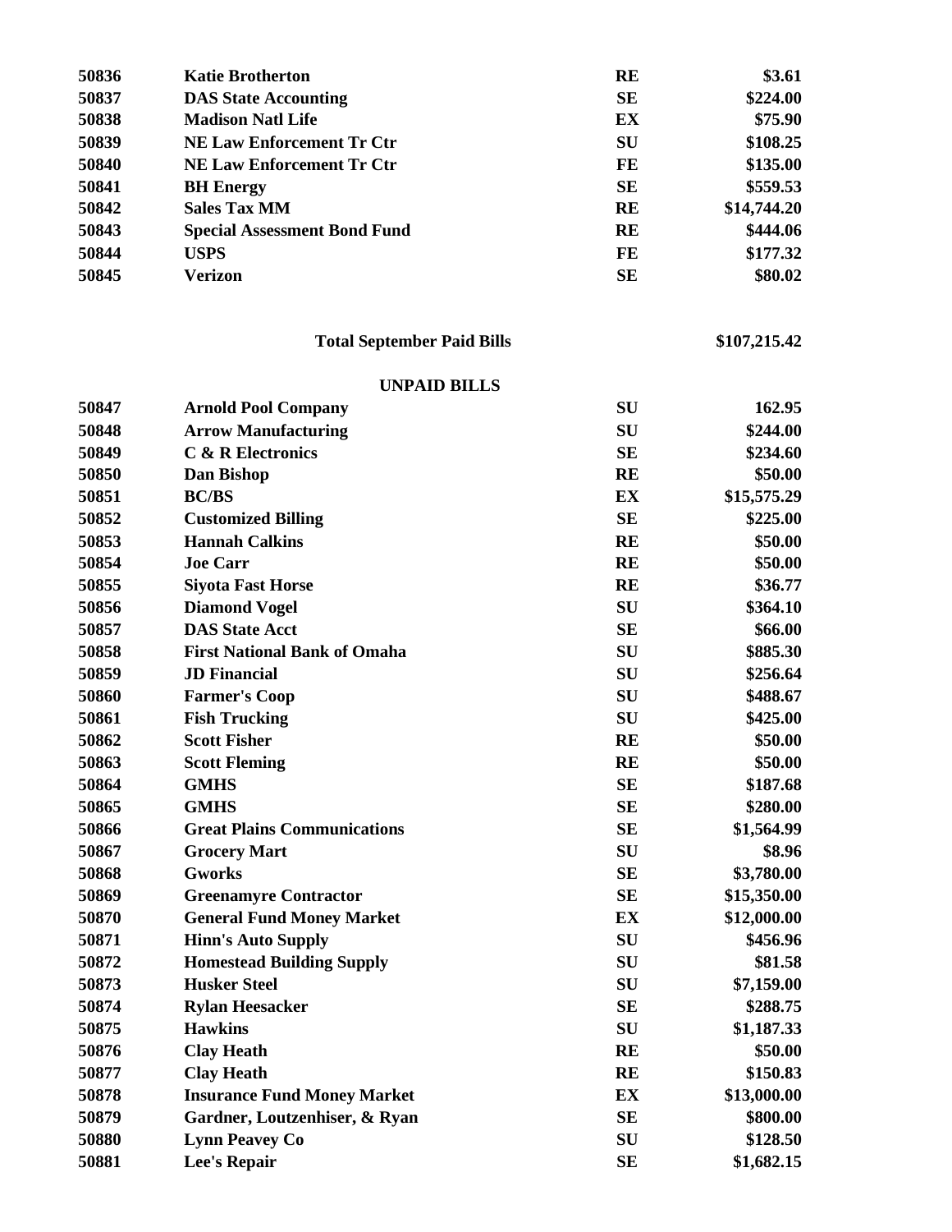| | | | |
|---|---|---|---|
| 50836 | Katie Brotherton | RE | $3.61 |
| 50837 | DAS State Accounting | SE | $224.00 |
| 50838 | Madison Natl Life | EX | $75.90 |
| 50839 | NE Law Enforcement Tr Ctr | SU | $108.25 |
| 50840 | NE Law Enforcement Tr Ctr | FE | $135.00 |
| 50841 | BH Energy | SE | $559.53 |
| 50842 | Sales Tax MM | RE | $14,744.20 |
| 50843 | Special Assessment Bond Fund | RE | $444.06 |
| 50844 | USPS | FE | $177.32 |
| 50845 | Verizon | SE | $80.02 |

**Total September Paid Bills** **$107,215.42**

**UNPAID BILLS**

| | | | |
|---|---|---|---|
| 50847 | Arnold Pool Company | SU | 162.95 |
| 50848 | Arrow Manufacturing | SU | $244.00 |
| 50849 | C & R Electronics | SE | $234.60 |
| 50850 | Dan Bishop | RE | $50.00 |
| 50851 | BC/BS | EX | $15,575.29 |
| 50852 | Customized Billing | SE | $225.00 |
| 50853 | Hannah Calkins | RE | $50.00 |
| 50854 | Joe Carr | RE | $50.00 |
| 50855 | Siyota Fast Horse | RE | $36.77 |
| 50856 | Diamond Vogel | SU | $364.10 |
| 50857 | DAS State Acct | SE | $66.00 |
| 50858 | First National Bank of Omaha | SU | $885.30 |
| 50859 | JD Financial | SU | $256.64 |
| 50860 | Farmer's Coop | SU | $488.67 |
| 50861 | Fish Trucking | SU | $425.00 |
| 50862 | Scott Fisher | RE | $50.00 |
| 50863 | Scott Fleming | RE | $50.00 |
| 50864 | GMHS | SE | $187.68 |
| 50865 | GMHS | SE | $280.00 |
| 50866 | Great Plains Communications | SE | $1,564.99 |
| 50867 | Grocery Mart | SU | $8.96 |
| 50868 | Gworks | SE | $3,780.00 |
| 50869 | Greenamyre Contractor | SE | $15,350.00 |
| 50870 | General Fund Money Market | EX | $12,000.00 |
| 50871 | Hinn's Auto Supply | SU | $456.96 |
| 50872 | Homestead Building Supply | SU | $81.58 |
| 50873 | Husker Steel | SU | $7,159.00 |
| 50874 | Rylan Heesacker | SE | $288.75 |
| 50875 | Hawkins | SU | $1,187.33 |
| 50876 | Clay Heath | RE | $50.00 |
| 50877 | Clay Heath | RE | $150.83 |
| 50878 | Insurance Fund Money Market | EX | $13,000.00 |
| 50879 | Gardner, Loutzenhiser, & Ryan | SE | $800.00 |
| 50880 | Lynn Peavey Co | SU | $128.50 |
| 50881 | Lee's Repair | SE | $1,682.15 |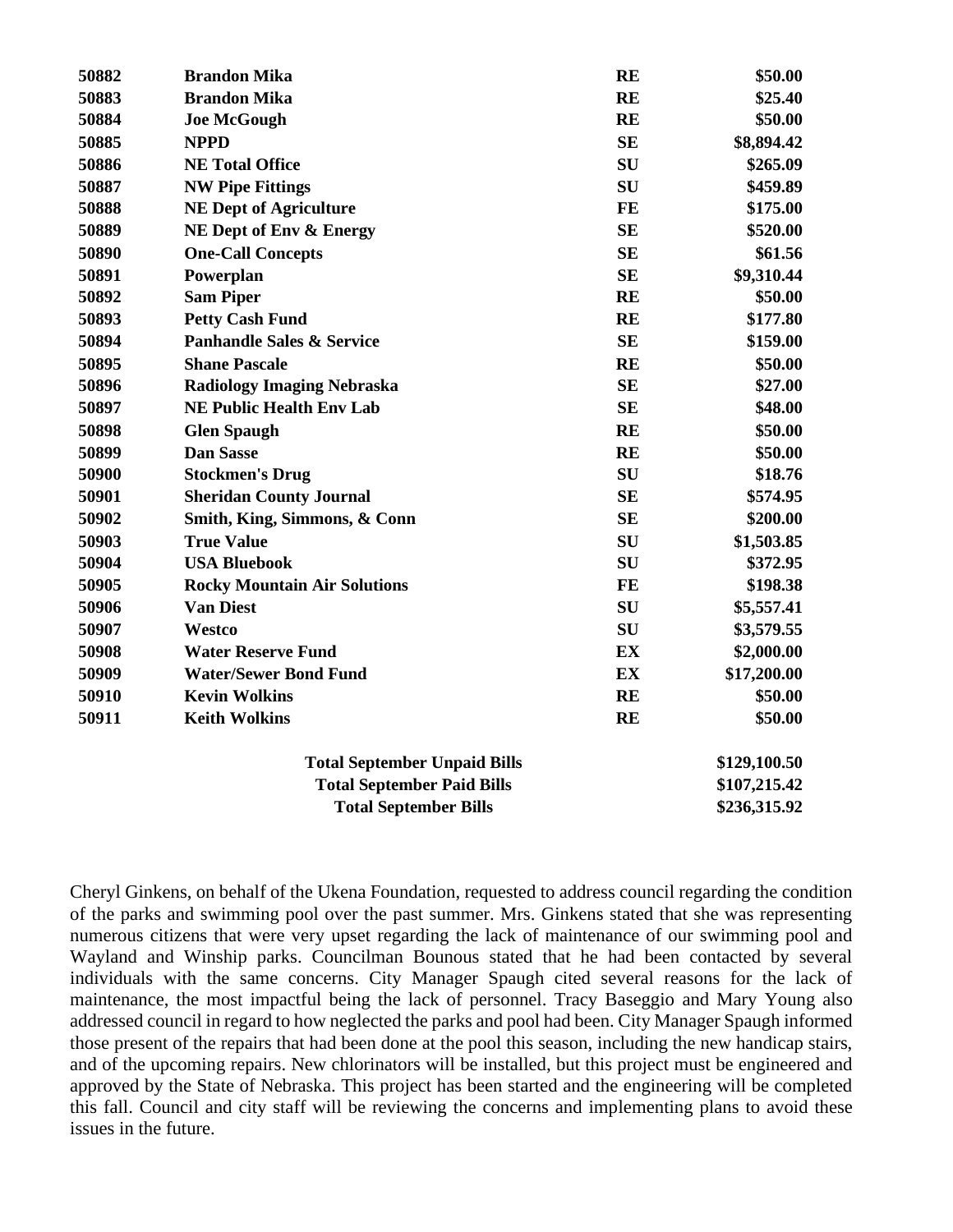| | | | |
|---|---|---|---|
| **50882** | **Brandon Mika** | **RE** | **$50.00** |
| **50883** | **Brandon Mika** | **RE** | **$25.40** |
| **50884** | **Joe McGough** | **RE** | **$50.00** |
| **50885** | **NPPD** | **SE** | **$8,894.42** |
| **50886** | **NE Total Office** | **SU** | **$265.09** |
| **50887** | **NW Pipe Fittings** | **SU** | **$459.89** |
| **50888** | **NE Dept of Agriculture** | **FE** | **$175.00** |
| **50889** | **NE Dept of Env & Energy** | **SE** | **$520.00** |
| **50890** | **One-Call Concepts** | **SE** | **$61.56** |
| **50891** | **Powerplan** | **SE** | **$9,310.44** |
| **50892** | **Sam Piper** | **RE** | **$50.00** |
| **50893** | **Petty Cash Fund** | **RE** | **$177.80** |
| **50894** | **Panhandle Sales & Service** | **SE** | **$159.00** |
| **50895** | **Shane Pascale** | **RE** | **$50.00** |
| **50896** | **Radiology Imaging Nebraska** | **SE** | **$27.00** |
| **50897** | **NE Public Health Env Lab** | **SE** | **$48.00** |
| **50898** | **Glen Spaugh** | **RE** | **$50.00** |
| **50899** | **Dan Sasse** | **RE** | **$50.00** |
| **50900** | **Stockmen's Drug** | **SU** | **$18.76** |
| **50901** | **Sheridan County Journal** | **SE** | **$574.95** |
| **50902** | **Smith, King, Simmons, & Conn** | **SE** | **$200.00** |
| **50903** | **True Value** | **SU** | **$1,503.85** |
| **50904** | **USA Bluebook** | **SU** | **$372.95** |
| **50905** | **Rocky Mountain Air Solutions** | **FE** | **$198.38** |
| **50906** | **Van Diest** | **SU** | **$5,557.41** |
| **50907** | **Westco** | **SU** | **$3,579.55** |
| **50908** | **Water Reserve Fund** | **EX** | **$2,000.00** |
| **50909** | **Water/Sewer Bond Fund** | **EX** | **$17,200.00** |
| **50910** | **Kevin Wolkins** | **RE** | **$50.00** |
| **50911** | **Keith Wolkins** | **RE** | **$50.00** |
| | **Total September Unpaid Bills** | | **$129,100.50** |
| | **Total September Paid Bills** | | **$107,215.42** |
| | **Total September Bills** | | **$236,315.92** |

Cheryl Ginkens, on behalf of the Ukena Foundation, requested to address council regarding the condition of the parks and swimming pool over the past summer. Mrs. Ginkens stated that she was representing numerous citizens that were very upset regarding the lack of maintenance of our swimming pool and Wayland and Winship parks. Councilman Bounous stated that he had been contacted by several individuals with the same concerns. City Manager Spaugh cited several reasons for the lack of maintenance, the most impactful being the lack of personnel. Tracy Baseggio and Mary Young also addressed council in regard to how neglected the parks and pool had been. City Manager Spaugh informed those present of the repairs that had been done at the pool this season, including the new handicap stairs, and of the upcoming repairs. New chlorinators will be installed, but this project must be engineered and approved by the State of Nebraska. This project has been started and the engineering will be completed this fall. Council and city staff will be reviewing the concerns and implementing plans to avoid these issues in the future.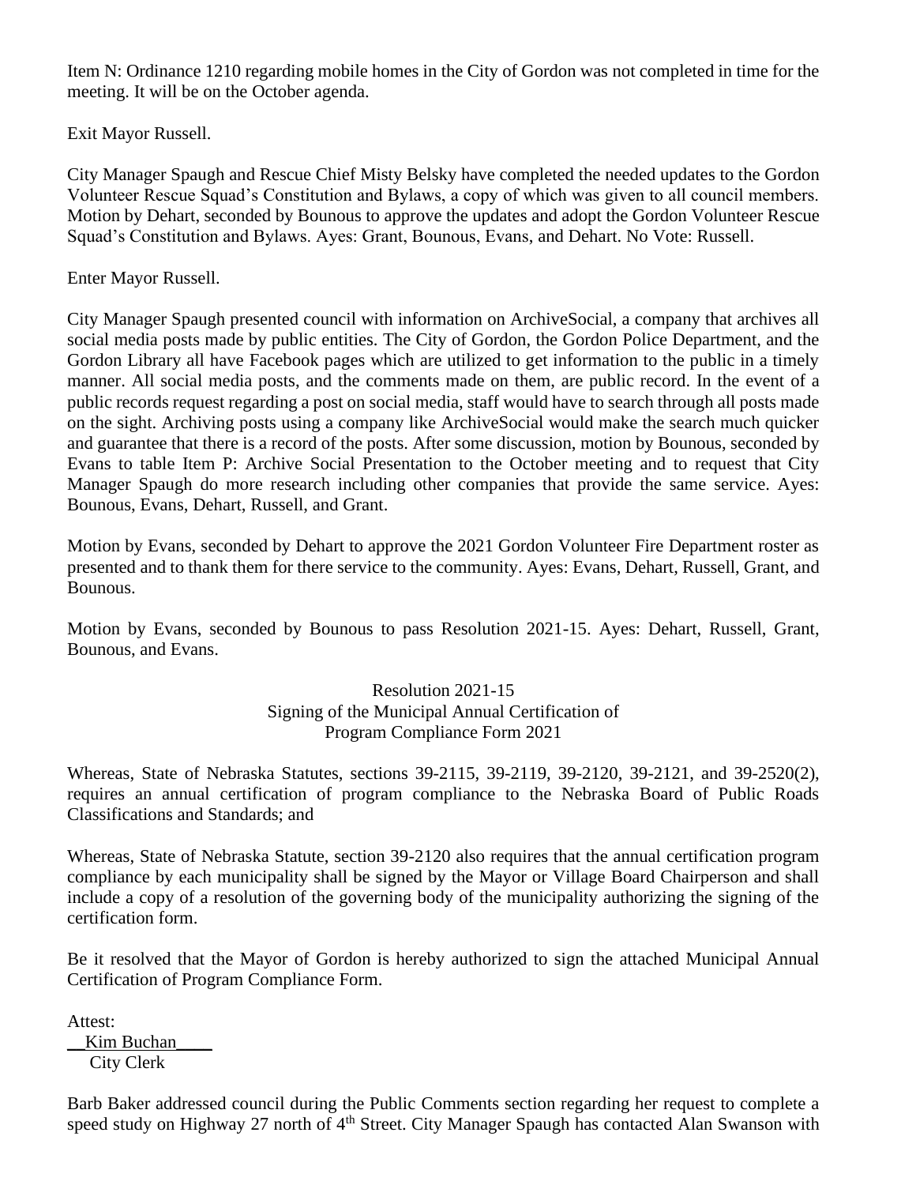Item N: Ordinance 1210 regarding mobile homes in the City of Gordon was not completed in time for the meeting. It will be on the October agenda.

Exit Mayor Russell.

City Manager Spaugh and Rescue Chief Misty Belsky have completed the needed updates to the Gordon Volunteer Rescue Squad's Constitution and Bylaws, a copy of which was given to all council members. Motion by Dehart, seconded by Bounous to approve the updates and adopt the Gordon Volunteer Rescue Squad's Constitution and Bylaws. Ayes: Grant, Bounous, Evans, and Dehart. No Vote: Russell.

Enter Mayor Russell.

City Manager Spaugh presented council with information on ArchiveSocial, a company that archives all social media posts made by public entities. The City of Gordon, the Gordon Police Department, and the Gordon Library all have Facebook pages which are utilized to get information to the public in a timely manner. All social media posts, and the comments made on them, are public record. In the event of a public records request regarding a post on social media, staff would have to search through all posts made on the sight. Archiving posts using a company like ArchiveSocial would make the search much quicker and guarantee that there is a record of the posts. After some discussion, motion by Bounous, seconded by Evans to table Item P: Archive Social Presentation to the October meeting and to request that City Manager Spaugh do more research including other companies that provide the same service. Ayes: Bounous, Evans, Dehart, Russell, and Grant.

Motion by Evans, seconded by Dehart to approve the 2021 Gordon Volunteer Fire Department roster as presented and to thank them for there service to the community. Ayes: Evans, Dehart, Russell, Grant, and Bounous.

Motion by Evans, seconded by Bounous to pass Resolution 2021-15. Ayes: Dehart, Russell, Grant, Bounous, and Evans.

Resolution 2021-15
Signing of the Municipal Annual Certification of
Program Compliance Form 2021

Whereas, State of Nebraska Statutes, sections 39-2115, 39-2119, 39-2120, 39-2121, and 39-2520(2), requires an annual certification of program compliance to the Nebraska Board of Public Roads Classifications and Standards; and

Whereas, State of Nebraska Statute, section 39-2120 also requires that the annual certification program compliance by each municipality shall be signed by the Mayor or Village Board Chairperson and shall include a copy of a resolution of the governing body of the municipality authorizing the signing of the certification form.

Be it resolved that the Mayor of Gordon is hereby authorized to sign the attached Municipal Annual Certification of Program Compliance Form.

Attest:
__Kim Buchan____
City Clerk

Barb Baker addressed council during the Public Comments section regarding her request to complete a speed study on Highway 27 north of 4th Street. City Manager Spaugh has contacted Alan Swanson with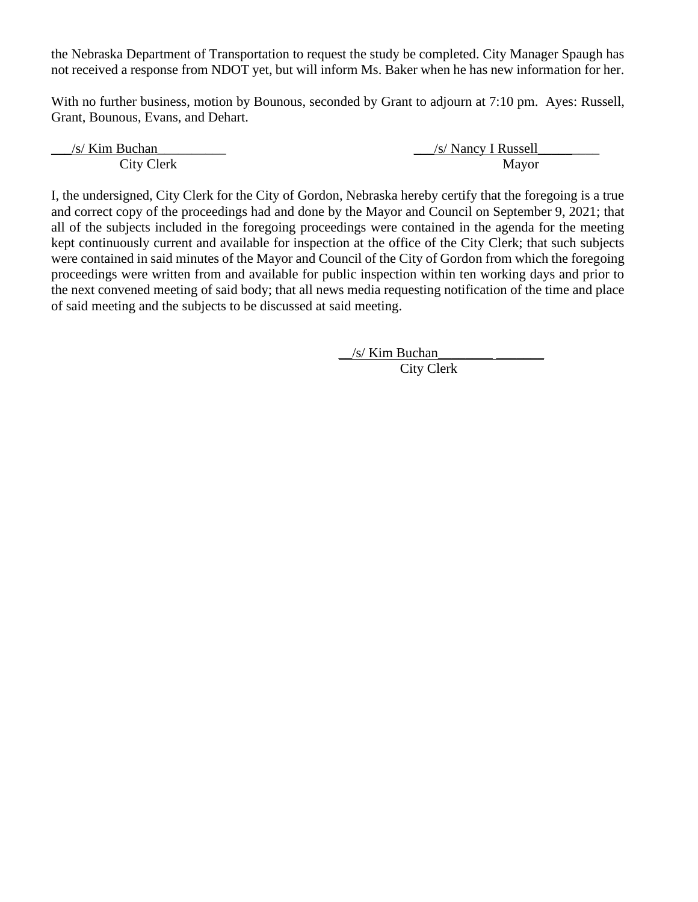the Nebraska Department of Transportation to request the study be completed. City Manager Spaugh has not received a response from NDOT yet, but will inform Ms. Baker when he has new information for her.

With no further business, motion by Bounous, seconded by Grant to adjourn at 7:10 pm. Ayes: Russell, Grant, Bounous, Evans, and Dehart.

___/s/ Kim Buchan__________ City Clerk

___/s/ Nancy I Russell_________ Mayor

I, the undersigned, City Clerk for the City of Gordon, Nebraska hereby certify that the foregoing is a true and correct copy of the proceedings had and done by the Mayor and Council on September 9, 2021; that all of the subjects included in the foregoing proceedings were contained in the agenda for the meeting kept continuously current and available for inspection at the office of the City Clerk; that such subjects were contained in said minutes of the Mayor and Council of the City of Gordon from which the foregoing proceedings were written from and available for public inspection within ten working days and prior to the next convened meeting of said body; that all news media requesting notification of the time and place of said meeting and the subjects to be discussed at said meeting.

__/s/ Kim Buchan________ _______
City Clerk